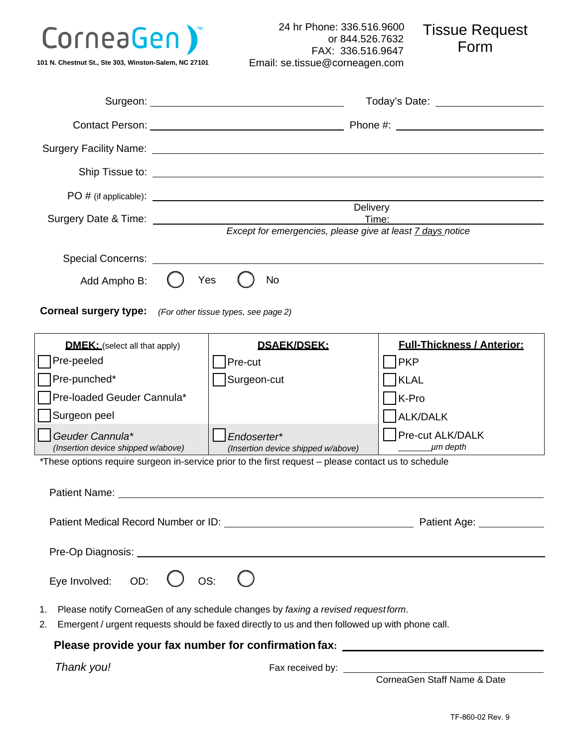CorneaGen™

101 N. Chestnut St., Ste 303, Winston-Salem, NC 27101

24 hr Phone: 336.516.9600
or 844.526.7632
FAX: 336.516.9647
Email: se.tissue@corneagen.com

# Tissue Request Form

Surgeon: ______________________ Today's Date: ______________

Contact Person: ______________________ Phone #: ______________

Surgery Facility Name: ______________________

Ship Tissue to: ______________________

PO # (if applicable): ______________________

Surgery Date & Time: ______________________ Delivery Time: ______________

*Except for emergencies, please give at least 7 days notice*

Special Concerns: ______________________

Add Ampho B: ◯ Yes ◯ No

**Corneal surgery type:** *(For other tissue types, see page 2)*

| **DMEK:** (select all that apply) | **DSAEK/DSEK:** | **Full-Thickness / Anterior:** |
|---|---|---|
| ☐ Pre-peeled | ☐ Pre-cut | ☐ PKP |
| ☐ Pre-punched* | ☐ Surgeon-cut | ☐ KLAL |
| ☐ Pre-loaded Geuder Cannula* | | ☐ K-Pro |
| ☐ Surgeon peel | | ☐ ALK/DALK |
| ☐ *Geuder Cannula** *(Insertion device shipped w/above)* | ☐ *Endoserter** *(Insertion device shipped w/above)* | ☐ Pre-cut ALK/DALK ______ *μm depth* |

*These options require surgeon in-service prior to the first request – please contact us to schedule

Patient Name: ______________________

Patient Medical Record Number or ID: ______________________ Patient Age: __________

Pre-Op Diagnosis: ______________________

Eye Involved: OD: ◯ OS: ◯

1. Please notify CorneaGen of any schedule changes by *faxing a revised request form*.
2. Emergent / urgent requests should be faxed directly to us and then followed up with phone call.

**Please provide your fax number for confirmation fax:** ______________________

*Thank you!*

Fax received by: ______________________
CorneaGen Staff Name & Date

TF-860-02 Rev. 9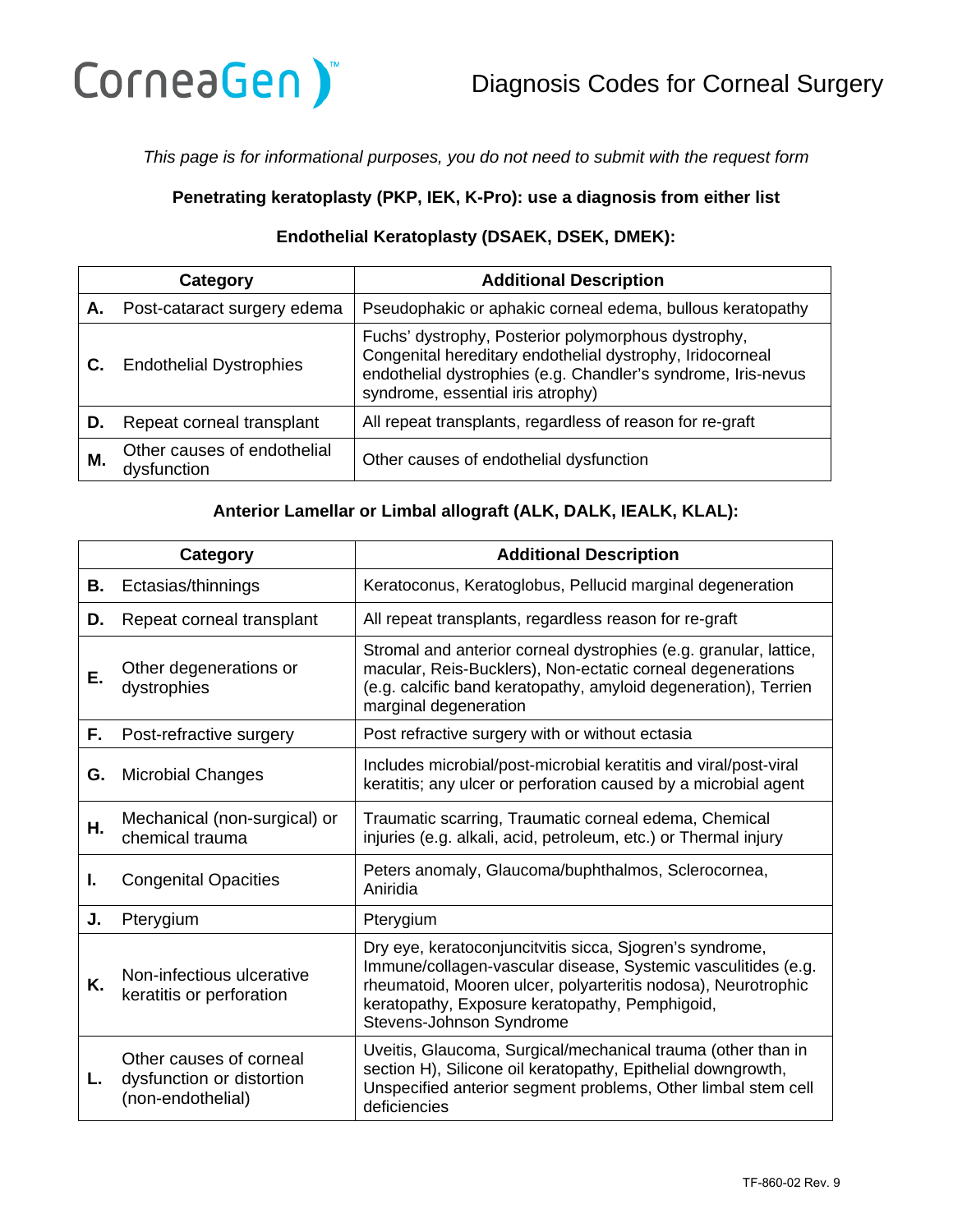# CorneaGen

## Diagnosis Codes for Corneal Surgery

*This page is for informational purposes, you do not need to submit with the request form*

**Penetrating keratoplasty (PKP, IEK, K-Pro): use a diagnosis from either list**

**Endothelial Keratoplasty (DSAEK, DSEK, DMEK):**

| Category | | Additional Description |
|---|---|---|
| **A.** | Post-cataract surgery edema | Pseudophakic or aphakic corneal edema, bullous keratopathy |
| **C.** | Endothelial Dystrophies | Fuchs' dystrophy, Posterior polymorphous dystrophy, Congenital hereditary endothelial dystrophy, Iridocorneal endothelial dystrophies (e.g. Chandler's syndrome, Iris-nevus syndrome, essential iris atrophy) |
| **D.** | Repeat corneal transplant | All repeat transplants, regardless of reason for re-graft |
| **M.** | Other causes of endothelial dysfunction | Other causes of endothelial dysfunction |

**Anterior Lamellar or Limbal allograft (ALK, DALK, IEALK, KLAL):**

| Category | | Additional Description |
|---|---|---|
| **B.** | Ectasias/thinnings | Keratoconus, Keratoglobus, Pellucid marginal degeneration |
| **D.** | Repeat corneal transplant | All repeat transplants, regardless reason for re-graft |
| **E.** | Other degenerations or dystrophies | Stromal and anterior corneal dystrophies (e.g. granular, lattice, macular, Reis-Bucklers), Non-ectatic corneal degenerations (e.g. calcific band keratopathy, amyloid degeneration), Terrien marginal degeneration |
| **F.** | Post-refractive surgery | Post refractive surgery with or without ectasia |
| **G.** | Microbial Changes | Includes microbial/post-microbial keratitis and viral/post-viral keratitis; any ulcer or perforation caused by a microbial agent |
| **H.** | Mechanical (non-surgical) or chemical trauma | Traumatic scarring, Traumatic corneal edema, Chemical injuries (e.g. alkali, acid, petroleum, etc.) or Thermal injury |
| **I.** | Congenital Opacities | Peters anomaly, Glaucoma/buphthalmos, Sclerocornea, Aniridia |
| **J.** | Pterygium | Pterygium |
| **K.** | Non-infectious ulcerative keratitis or perforation | Dry eye, keratoconjuncitvitis sicca, Sjogren's syndrome, Immune/collagen-vascular disease, Systemic vasculitides (e.g. rheumatoid, Mooren ulcer, polyarteritis nodosa), Neurotrophic keratopathy, Exposure keratopathy, Pemphigoid, Stevens-Johnson Syndrome |
| **L.** | Other causes of corneal dysfunction or distortion (non-endothelial) | Uveitis, Glaucoma, Surgical/mechanical trauma (other than in section H), Silicone oil keratopathy, Epithelial downgrowth, Unspecified anterior segment problems, Other limbal stem cell deficiencies |

TF-860-02 Rev. 9